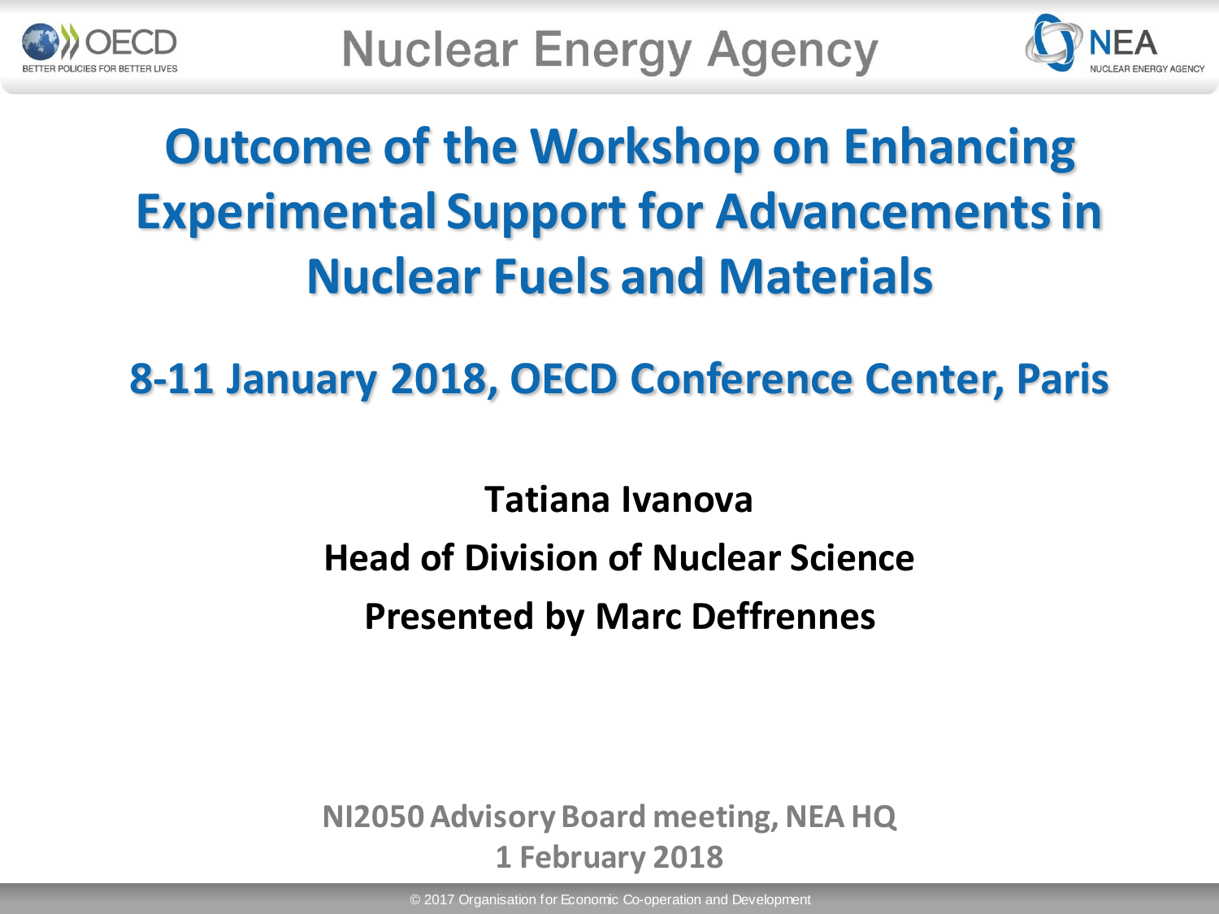# Outcome of the Workshop on Enhancing Experimental Support for Advancements in Nuclear Fuels and Materials

## 8-11 January 2018, OECD Conference Center, Paris

**Tatiana Ivanova**

**Head of Division of Nuclear Science**

**Presented by Marc Deffrennes**

**NI2050 Advisory Board meeting, NEA HQ**
**1 February 2018**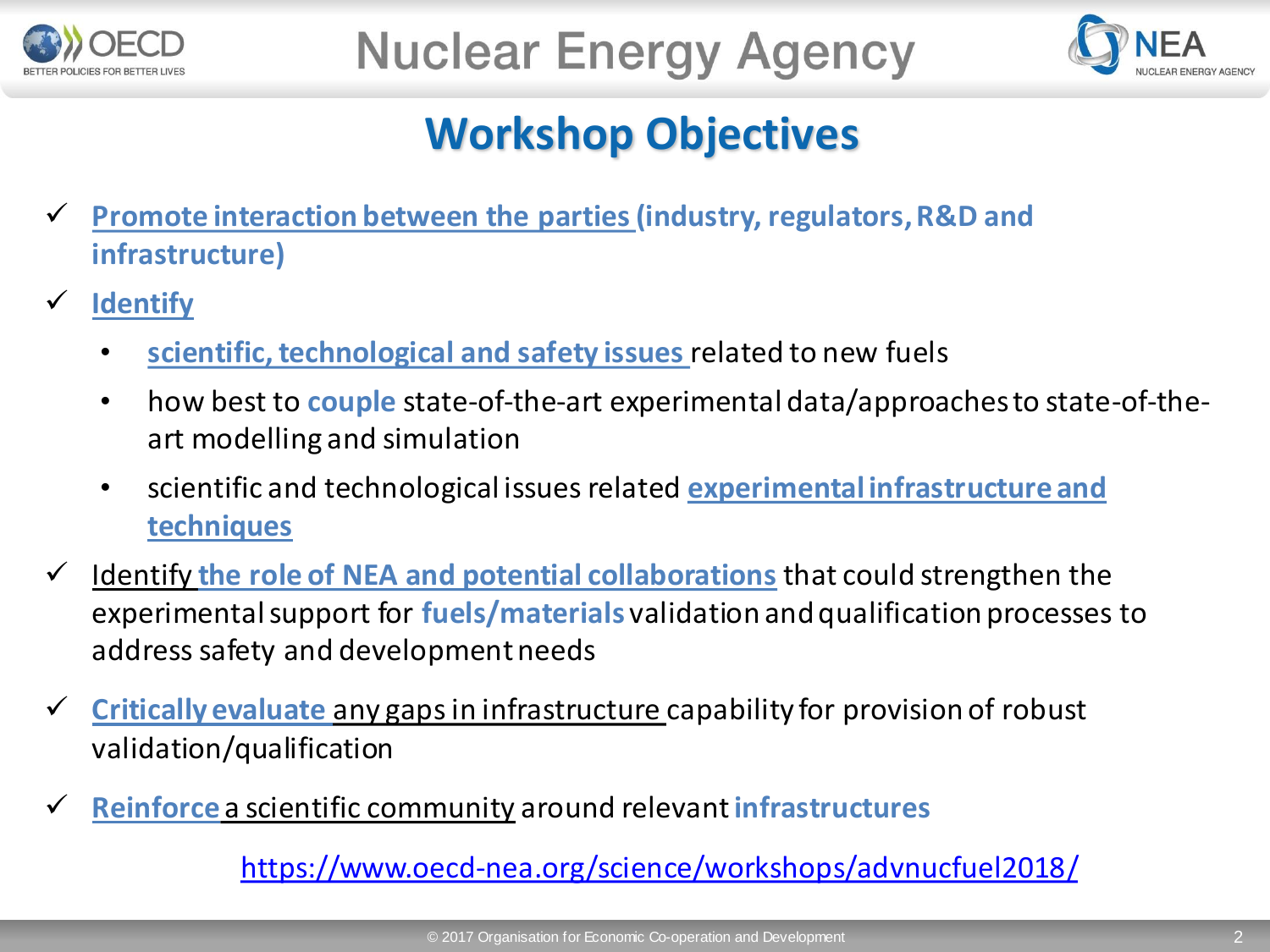## Workshop Objectives

- ✓ **Promote interaction between the parties (industry, regulators, R&D and infrastructure)**
- ✓ **Identify**
  - **scientific, technological and safety issues** related to new fuels
  - how best to **couple** state-of-the-art experimental data/approaches to state-of-the-art modelling and simulation
  - scientific and technological issues related **experimental infrastructure and techniques**
- ✓ Identify **the role of NEA and potential collaborations** that could strengthen the experimental support for **fuels/materials** validation and qualification processes to address safety and development needs
- ✓ **Critically evaluate** any gaps in infrastructure capability for provision of robust validation/qualification
- ✓ **Reinforce** a scientific community around relevant **infrastructures**

https://www.oecd-nea.org/science/workshops/advnucfuel2018/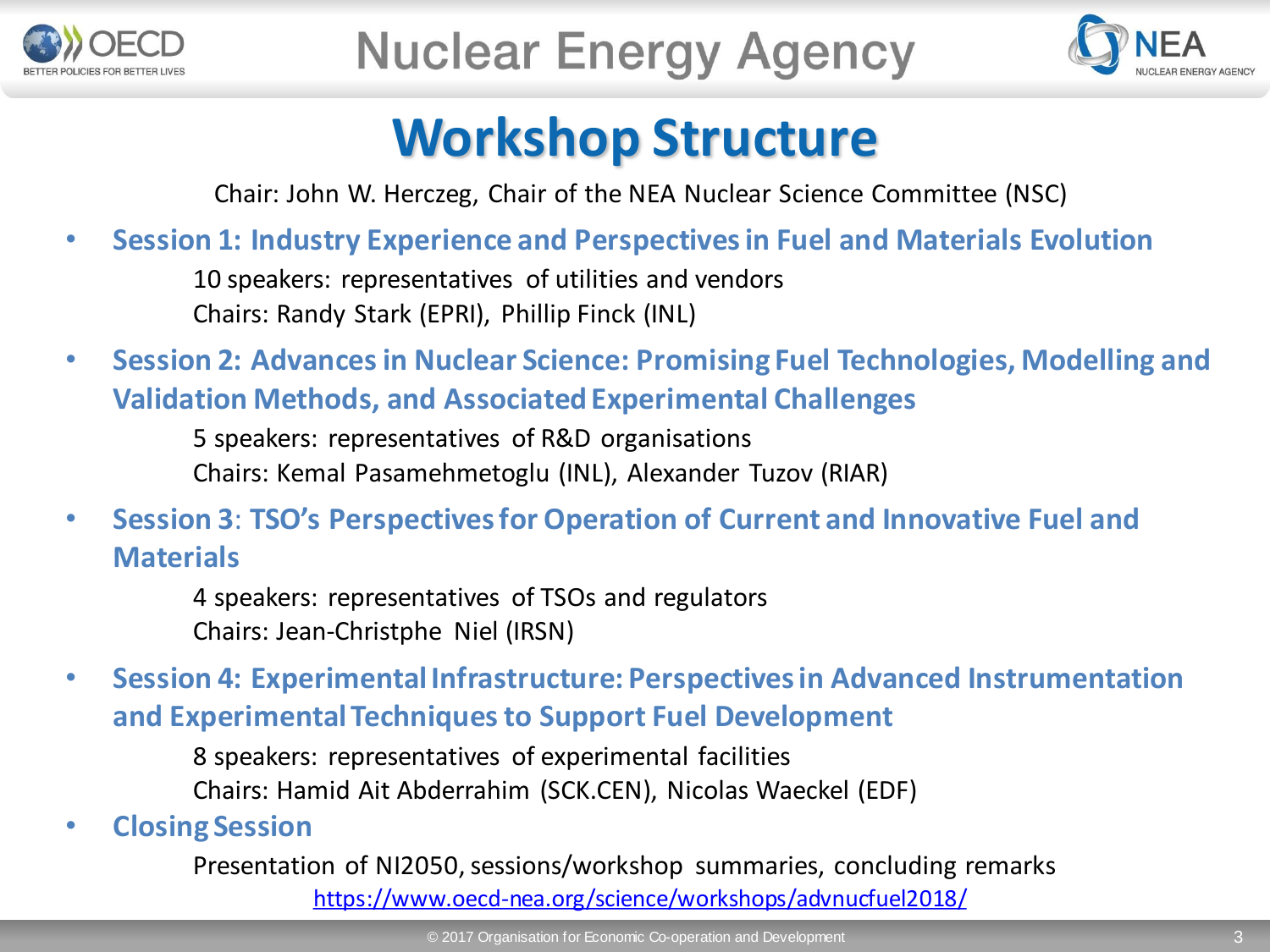# Workshop Structure

Chair: John W. Herczeg, Chair of the NEA Nuclear Science Committee (NSC)

- **Session 1: Industry Experience and Perspectives in Fuel and Materials Evolution**

  10 speakers: representatives of utilities and vendors
  Chairs: Randy Stark (EPRI), Phillip Finck (INL)

- **Session 2: Advances in Nuclear Science: Promising Fuel Technologies, Modelling and Validation Methods, and Associated Experimental Challenges**

  5 speakers: representatives of R&D organisations
  Chairs: Kemal Pasamehmetoglu (INL), Alexander Tuzov (RIAR)

- **Session 3: TSO's Perspectives for Operation of Current and Innovative Fuel and Materials**

  4 speakers: representatives of TSOs and regulators
  Chairs: Jean-Christphe Niel (IRSN)

- **Session 4: Experimental Infrastructure: Perspectives in Advanced Instrumentation and Experimental Techniques to Support Fuel Development**

  8 speakers: representatives of experimental facilities
  Chairs: Hamid Ait Abderrahim (SCK.CEN), Nicolas Waeckel (EDF)

- **Closing Session**

  Presentation of NI2050, sessions/workshop summaries, concluding remarks

https://www.oecd-nea.org/science/workshops/advnucfuel2018/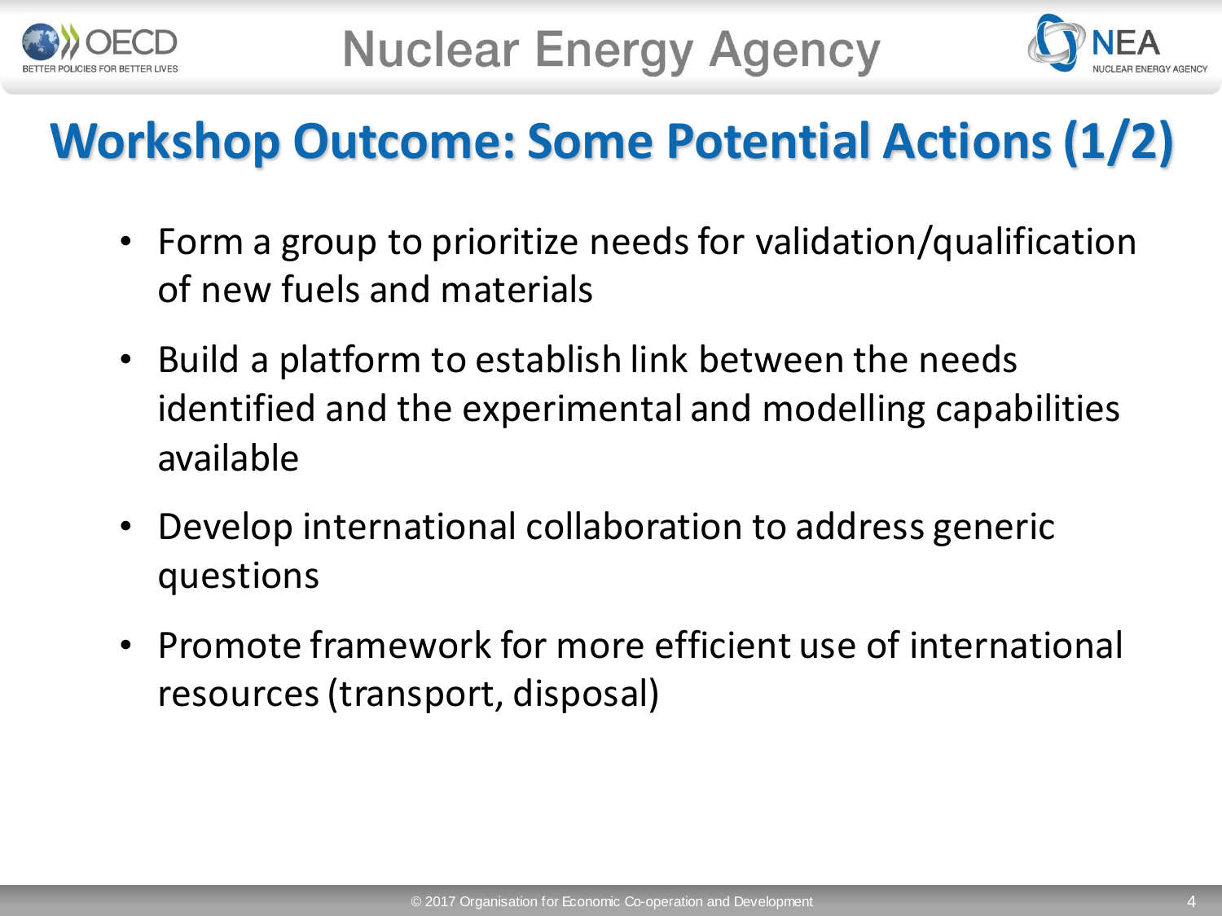# Workshop Outcome: Some Potential Actions (1/2)

- Form a group to prioritize needs for validation/qualification of new fuels and materials
- Build a platform to establish link between the needs identified and the experimental and modelling capabilities available
- Develop international collaboration to address generic questions
- Promote framework for more efficient use of international resources (transport, disposal)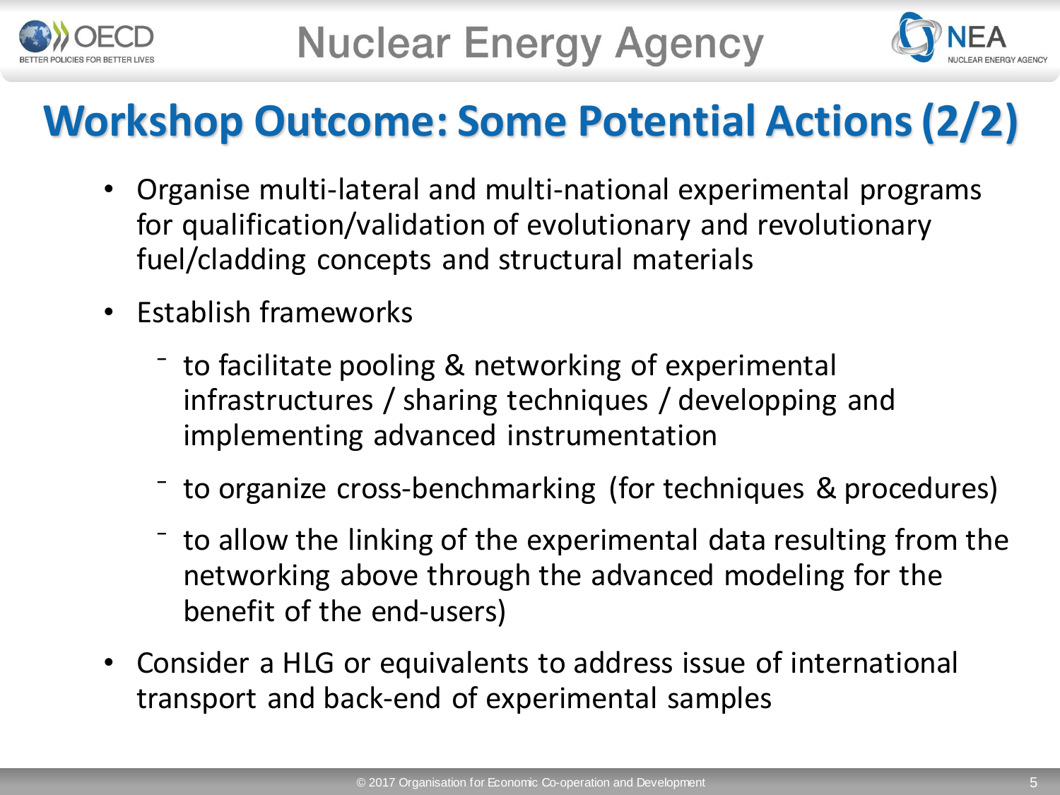# Workshop Outcome: Some Potential Actions (2/2)

- Organise multi-lateral and multi-national experimental programs for qualification/validation of evolutionary and revolutionary fuel/cladding concepts and structural materials
- Establish frameworks
  - to facilitate pooling & networking of experimental infrastructures / sharing techniques / developping and implementing advanced instrumentation
  - to organize cross-benchmarking (for techniques & procedures)
  - to allow the linking of the experimental data resulting from the networking above through the advanced modeling for the benefit of the end-users)
- Consider a HLG or equivalents to address issue of international transport and back-end of experimental samples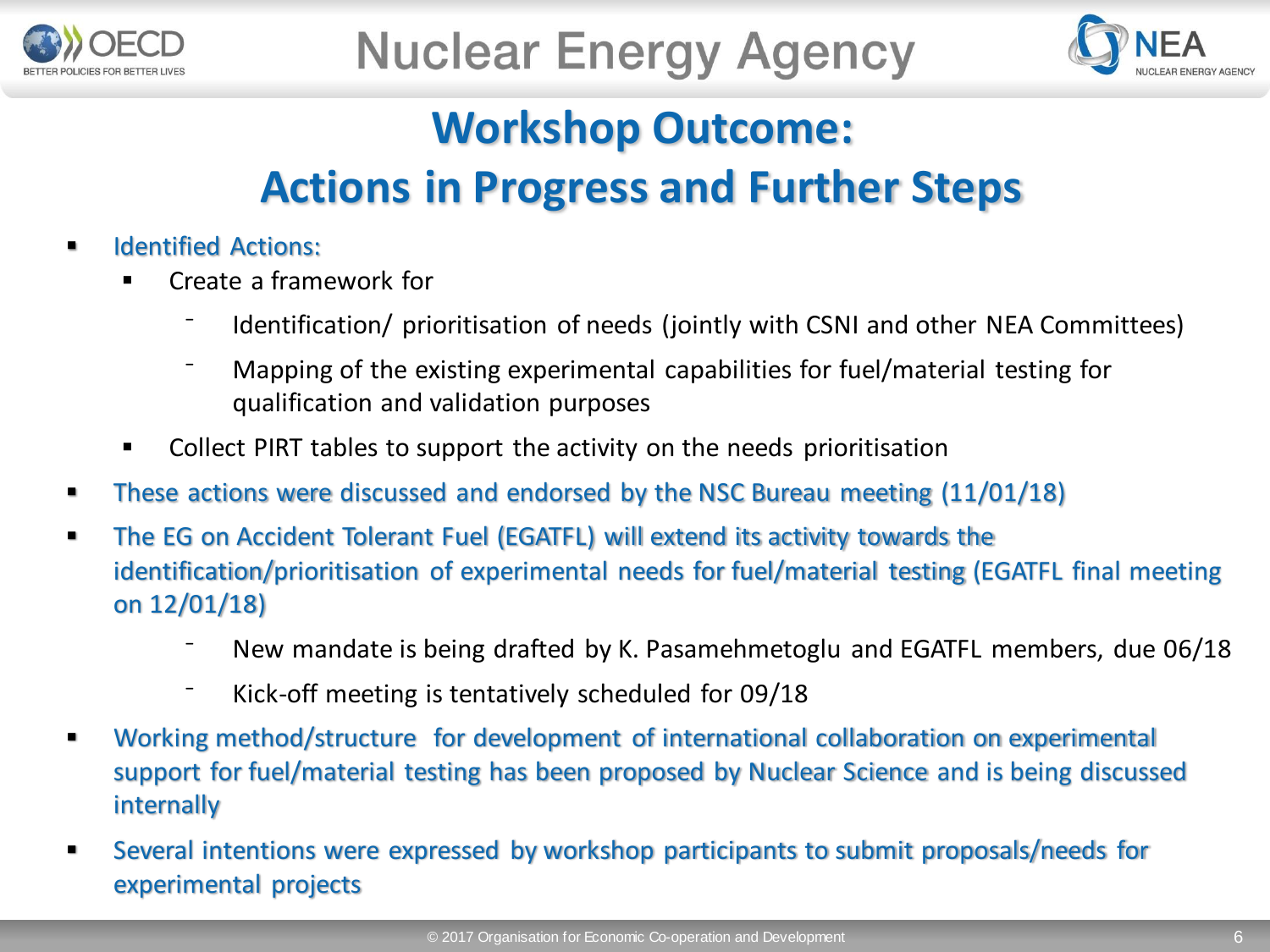# Workshop Outcome: Actions in Progress and Further Steps

- Identified Actions:
  - Create a framework for
    - Identification/ prioritisation of needs (jointly with CSNI and other NEA Committees)
    - Mapping of the existing experimental capabilities for fuel/material testing for qualification and validation purposes
  - Collect PIRT tables to support the activity on the needs prioritisation
- These actions were discussed and endorsed by the NSC Bureau meeting (11/01/18)
- The EG on Accident Tolerant Fuel (EGATFL) will extend its activity towards the identification/prioritisation of experimental needs for fuel/material testing (EGATFL final meeting on 12/01/18)
  - New mandate is being drafted by K. Pasamehmetoglu and EGATFL members, due 06/18
  - Kick-off meeting is tentatively scheduled for 09/18
- Working method/structure for development of international collaboration on experimental support for fuel/material testing has been proposed by Nuclear Science and is being discussed internally
- Several intentions were expressed by workshop participants to submit proposals/needs for experimental projects